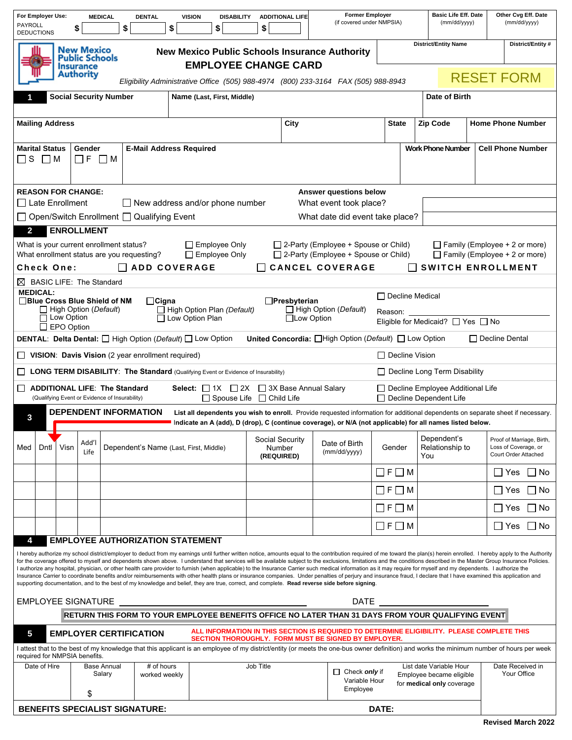| For Employer Use: PAYROLL DEDUCTIONS | MEDICAL $ | DENTAL $ | VISION $ | DISABILITY $ | ADDITIONAL LIFE $ | Former Employer (if covered under NMPSIA) | Basic Life Eff. Date (mm/dd/yyyy) | Other Cvg Eff. Date (mm/dd/yyyy) |
|---|---|---|---|---|---|---|---|---|

# New Mexico Public Schools Insurance Authority
## EMPLOYEE CHANGE CARD

*Eligibility Administrative Office (505) 988-4974 (800) 233-3164 FAX (505) 988-8943*

District/Entity Name | District/Entity #

RESET FORM

## 1

| Social Security Number | Name (Last, First, Middle) | | | | Date of Birth |
|---|---|---|---|---|---|
| **Mailing Address** | | **City** | **State** | **Zip Code** | **Home Phone Number** |
| **Marital Status** ☐ S ☐ M | **Gender** ☐ F ☐ M | **E-Mail Address Required** | | **Work Phone Number** | **Cell Phone Number** |

**REASON FOR CHANGE:**
☐ Late Enrollment ☐ New address and/or phone number
☐ Open/Switch Enrollment ☐ Qualifying Event

**Answer questions below**
What event took place?
What date did event take place?

## 2 ENROLLMENT

What is your current enrollment status? ☐ Employee Only ☐ 2-Party (Employee + Spouse or Child) ☐ Family (Employee + 2 or more)
What enrollment status are you requesting? ☐ Employee Only ☐ 2-Party (Employee + Spouse or Child) ☐ Family (Employee + 2 or more)

**Check One:** ☐ **ADD COVERAGE** ☐ **CANCEL COVERAGE** ☐ **SWITCH ENROLLMENT**

☒ BASIC LIFE: The Standard

**MEDICAL:**
☐ **Blue Cross Blue Shield of NM**
 ☐ High Option *(Default)*
 ☐ Low Option
 ☐ EPO Option
☐ **Cigna**
 ☐ High Option Plan *(Default)*
 ☐ Low Option Plan
☐ **Presbyterian**
 ☐ High Option *(Default)*
 ☐ Low Option

☐ Decline Medical
Reason: ____________
Eligible for Medicaid? ☐ Yes ☐ No

**DENTAL: Delta Dental:** ☐ High Option *(Default)* ☐ Low Option **United Concordia:** ☐ High Option *(Default)* ☐ Low Option ☐ Decline Dental

☐ **VISION: Davis Vision** (2 year enrollment required) ☐ Decline Vision

☐ **LONG TERM DISABILITY: The Standard** (Qualifying Event or Evidence of Insurability) ☐ Decline Long Term Disability

☐ **ADDITIONAL LIFE: The Standard** (Qualifying Event or Evidence of Insurability) **Select:** ☐ 1X ☐ 2X ☐ 3X Base Annual Salary ☐ Spouse Life ☐ Child Life
☐ Decline Employee Additional Life
☐ Decline Dependent Life

## 3 DEPENDENT INFORMATION

**List all dependents you wish to enroll.** Provide requested information for additional dependents on separate sheet if necessary. **Indicate an A (add), D (drop), C (continue coverage), or N/A (not applicable) for all names listed below.**

| Med | Dntl | Visn | Add'l Life | Dependent's Name (Last, First, Middle) | Social Security Number **(REQUIRED)** | Date of Birth (mm/dd/yyyy) | Gender | Dependent's Relationship to You | Proof of Marriage, Birth, Loss of Coverage, or Court Order Attached |
|---|---|---|---|---|---|---|---|---|---|
| | | | | | | | ☐ F ☐ M | | ☐ Yes ☐ No |
| | | | | | | | ☐ F ☐ M | | ☐ Yes ☐ No |
| | | | | | | | ☐ F ☐ M | | ☐ Yes ☐ No |
| | | | | | | | ☐ F ☐ M | | ☐ Yes ☐ No |

## 4 EMPLOYEE AUTHORIZATION STATEMENT

I hereby authorize my school district/employer to deduct from my earnings until further written notice, amounts equal to the contribution required of me toward the plan(s) herein enrolled. I hereby apply to the Authority for the coverage offered to myself and dependents shown above. I understand that services will be available subject to the exclusions, limitations and the conditions described in the Master Group Insurance Policies. I authorize any hospital, physician, or other health care provider to furnish (when applicable) to the Insurance Carrier such medical information as it may require for myself and my dependents. I authorize the Insurance Carrier to coordinate benefits and/or reimbursements with other health plans or insurance companies. Under penalties of perjury and insurance fraud, I declare that I have examined this application and supporting documentation, and to the best of my knowledge and belief, they are true, correct, and complete. **Read reverse side before signing.**

EMPLOYEE SIGNATURE ______________________ DATE ____________

**RETURN THIS FORM TO YOUR EMPLOYEE BENEFITS OFFICE NO LATER THAN 31 DAYS FROM YOUR QUALIFYING EVENT**

## 5 EMPLOYER CERTIFICATION

**ALL INFORMATION IN THIS SECTION IS REQUIRED TO DETERMINE ELIGIBILITY. PLEASE COMPLETE THIS SECTION THOROUGHLY. FORM MUST BE SIGNED BY EMPLOYER.**

I attest that to the best of my knowledge that this applicant is an employee of my district/entity (or meets the one-bus owner definition) and works the minimum number of hours per week required for NMPSIA benefits.

| Date of Hire | Base Annual Salary | # of hours worked weekly | Job Title | ☐ Check *only* if Variable Hour Employee | List date Variable Hour Employee became eligible for **medical only** coverage | Date Received in Your Office |
|---|---|---|---|---|---|---|
| | $ | | | | | |

**BENEFITS SPECIALIST SIGNATURE:** **DATE:**

**Revised March 2022**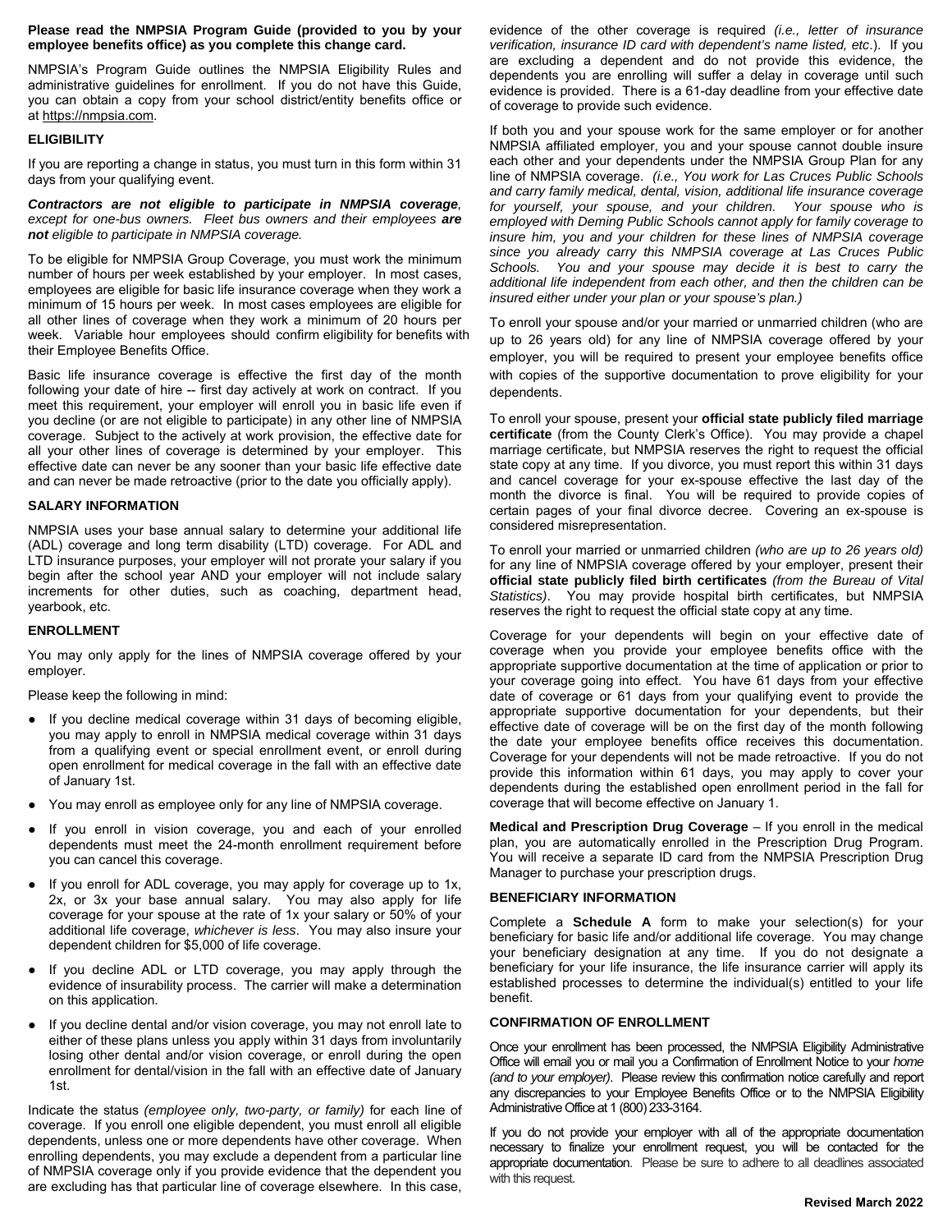**Please read the NMPSIA Program Guide (provided to you by your employee benefits office) as you complete this change card.**

NMPSIA's Program Guide outlines the NMPSIA Eligibility Rules and administrative guidelines for enrollment. If you do not have this Guide, you can obtain a copy from your school district/entity benefits office or at https://nmpsia.com.

### ELIGIBILITY

If you are reporting a change in status, you must turn in this form within 31 days from your qualifying event.

***Contractors are not eligible to participate in NMPSIA coverage****, except for one-bus owners. Fleet bus owners and their employees* ***are not*** *eligible to participate in NMPSIA coverage.*

To be eligible for NMPSIA Group Coverage, you must work the minimum number of hours per week established by your employer. In most cases, employees are eligible for basic life insurance coverage when they work a minimum of 15 hours per week. In most cases employees are eligible for all other lines of coverage when they work a minimum of 20 hours per week. Variable hour employees should confirm eligibility for benefits with their Employee Benefits Office.

Basic life insurance coverage is effective the first day of the month following your date of hire -- first day actively at work on contract. If you meet this requirement, your employer will enroll you in basic life even if you decline (or are not eligible to participate) in any other line of NMPSIA coverage. Subject to the actively at work provision, the effective date for all your other lines of coverage is determined by your employer. This effective date can never be any sooner than your basic life effective date and can never be made retroactive (prior to the date you officially apply).

### SALARY INFORMATION

NMPSIA uses your base annual salary to determine your additional life (ADL) coverage and long term disability (LTD) coverage. For ADL and LTD insurance purposes, your employer will not prorate your salary if you begin after the school year AND your employer will not include salary increments for other duties, such as coaching, department head, yearbook, etc.

### ENROLLMENT

You may only apply for the lines of NMPSIA coverage offered by your employer.

Please keep the following in mind:

- If you decline medical coverage within 31 days of becoming eligible, you may apply to enroll in NMPSIA medical coverage within 31 days from a qualifying event or special enrollment event, or enroll during open enrollment for medical coverage in the fall with an effective date of January 1st.
- You may enroll as employee only for any line of NMPSIA coverage.
- If you enroll in vision coverage, you and each of your enrolled dependents must meet the 24-month enrollment requirement before you can cancel this coverage.
- If you enroll for ADL coverage, you may apply for coverage up to 1x, 2x, or 3x your base annual salary. You may also apply for life coverage for your spouse at the rate of 1x your salary or 50% of your additional life coverage, *whichever is less*. You may also insure your dependent children for $5,000 of life coverage.
- If you decline ADL or LTD coverage, you may apply through the evidence of insurability process. The carrier will make a determination on this application.
- If you decline dental and/or vision coverage, you may not enroll late to either of these plans unless you apply within 31 days from involuntarily losing other dental and/or vision coverage, or enroll during the open enrollment for dental/vision in the fall with an effective date of January 1st.

Indicate the status *(employee only, two-party, or family)* for each line of coverage. If you enroll one eligible dependent, you must enroll all eligible dependents, unless one or more dependents have other coverage. When enrolling dependents, you may exclude a dependent from a particular line of NMPSIA coverage only if you provide evidence that the dependent you are excluding has that particular line of coverage elsewhere. In this case, evidence of the other coverage is required *(i.e., letter of insurance verification, insurance ID card with dependent's name listed, etc*.). If you are excluding a dependent and do not provide this evidence, the dependents you are enrolling will suffer a delay in coverage until such evidence is provided. There is a 61-day deadline from your effective date of coverage to provide such evidence.

If both you and your spouse work for the same employer or for another NMPSIA affiliated employer, you and your spouse cannot double insure each other and your dependents under the NMPSIA Group Plan for any line of NMPSIA coverage. *(i.e., You work for Las Cruces Public Schools and carry family medical, dental, vision, additional life insurance coverage for yourself, your spouse, and your children. Your spouse who is employed with Deming Public Schools cannot apply for family coverage to insure him, you and your children for these lines of NMPSIA coverage since you already carry this NMPSIA coverage at Las Cruces Public Schools. You and your spouse may decide it is best to carry the additional life independent from each other, and then the children can be insured either under your plan or your spouse's plan.)*

To enroll your spouse and/or your married or unmarried children (who are up to 26 years old) for any line of NMPSIA coverage offered by your employer, you will be required to present your employee benefits office with copies of the supportive documentation to prove eligibility for your dependents.

To enroll your spouse, present your **official state publicly filed marriage certificate** (from the County Clerk's Office). You may provide a chapel marriage certificate, but NMPSIA reserves the right to request the official state copy at any time. If you divorce, you must report this within 31 days and cancel coverage for your ex-spouse effective the last day of the month the divorce is final. You will be required to provide copies of certain pages of your final divorce decree. Covering an ex-spouse is considered misrepresentation.

To enroll your married or unmarried children *(who are up to 26 years old)* for any line of NMPSIA coverage offered by your employer, present their **official state publicly filed birth certificates** *(from the Bureau of Vital Statistics)*. You may provide hospital birth certificates, but NMPSIA reserves the right to request the official state copy at any time.

Coverage for your dependents will begin on your effective date of coverage when you provide your employee benefits office with the appropriate supportive documentation at the time of application or prior to your coverage going into effect. You have 61 days from your effective date of coverage or 61 days from your qualifying event to provide the appropriate supportive documentation for your dependents, but their effective date of coverage will be on the first day of the month following the date your employee benefits office receives this documentation. Coverage for your dependents will not be made retroactive. If you do not provide this information within 61 days, you may apply to cover your dependents during the established open enrollment period in the fall for coverage that will become effective on January 1.

**Medical and Prescription Drug Coverage** – If you enroll in the medical plan, you are automatically enrolled in the Prescription Drug Program. You will receive a separate ID card from the NMPSIA Prescription Drug Manager to purchase your prescription drugs.

### BENEFICIARY INFORMATION

Complete a **Schedule A** form to make your selection(s) for your beneficiary for basic life and/or additional life coverage. You may change your beneficiary designation at any time. If you do not designate a beneficiary for your life insurance, the life insurance carrier will apply its established processes to determine the individual(s) entitled to your life benefit.

### CONFIRMATION OF ENROLLMENT

Once your enrollment has been processed, the NMPSIA Eligibility Administrative Office will email you or mail you a Confirmation of Enrollment Notice to your *home (and to your employer)*. Please review this confirmation notice carefully and report any discrepancies to your Employee Benefits Office or to the NMPSIA Eligibility Administrative Office at 1 (800) 233-3164.

If you do not provide your employer with all of the appropriate documentation necessary to finalize your enrollment request, you will be contacted for the appropriate documentation. Please be sure to adhere to all deadlines associated with this request.

**Revised March 2022**